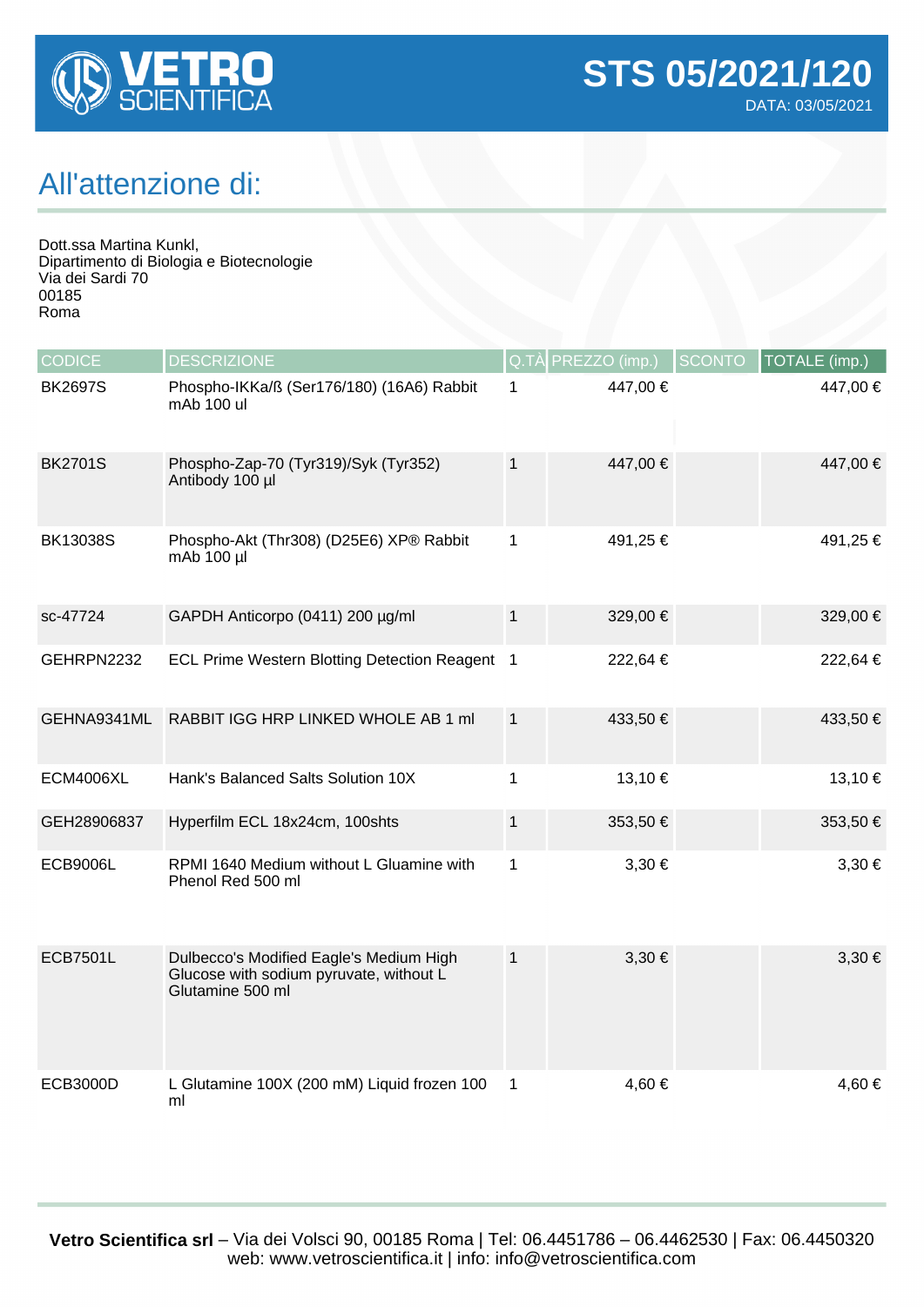# VETRO SCIENTIFICA

## STS 05/2021/120

DATA: 03/05/2021

## All'attenzione di:

Dott.ssa Martina Kunkl,
Dipartimento di Biologia e Biotecnologie
Via dei Sardi 70
00185
Roma

| CODICE | DESCRIZIONE | Q.TÀ | PREZZO (imp.) | SCONTO | TOTALE (imp.) |
|---|---|---|---|---|---|
| BK2697S | Phospho-IKKa/ß (Ser176/180) (16A6) Rabbit mAb 100 ul | 1 | 447,00 € | | 447,00 € |
| BK2701S | Phospho-Zap-70 (Tyr319)/Syk (Tyr352) Antibody 100 µl | 1 | 447,00 € | | 447,00 € |
| BK13038S | Phospho-Akt (Thr308) (D25E6) XP® Rabbit mAb 100 µl | 1 | 491,25 € | | 491,25 € |
| sc-47724 | GAPDH Anticorpo (0411) 200 µg/ml | 1 | 329,00 € | | 329,00 € |
| GEHRPN2232 | ECL Prime Western Blotting Detection Reagent | 1 | 222,64 € | | 222,64 € |
| GEHNA9341ML | RABBIT IGG HRP LINKED WHOLE AB 1 ml | 1 | 433,50 € | | 433,50 € |
| ECM4006XL | Hank's Balanced Salts Solution 10X | 1 | 13,10 € | | 13,10 € |
| GEH28906837 | Hyperfilm ECL 18x24cm, 100shts | 1 | 353,50 € | | 353,50 € |
| ECB9006L | RPMI 1640 Medium without L Gluamine with Phenol Red 500 ml | 1 | 3,30 € | | 3,30 € |
| ECB7501L | Dulbecco's Modified Eagle's Medium High Glucose with sodium pyruvate, without L Glutamine 500 ml | 1 | 3,30 € | | 3,30 € |
| ECB3000D | L Glutamine 100X (200 mM) Liquid frozen 100 ml | 1 | 4,60 € | | 4,60 € |

**Vetro Scientifica srl** – Via dei Volsci 90, 00185 Roma | Tel: 06.4451786 – 06.4462530 | Fax: 06.4450320
web: www.vetroscientifica.it | info: info@vetroscientifica.com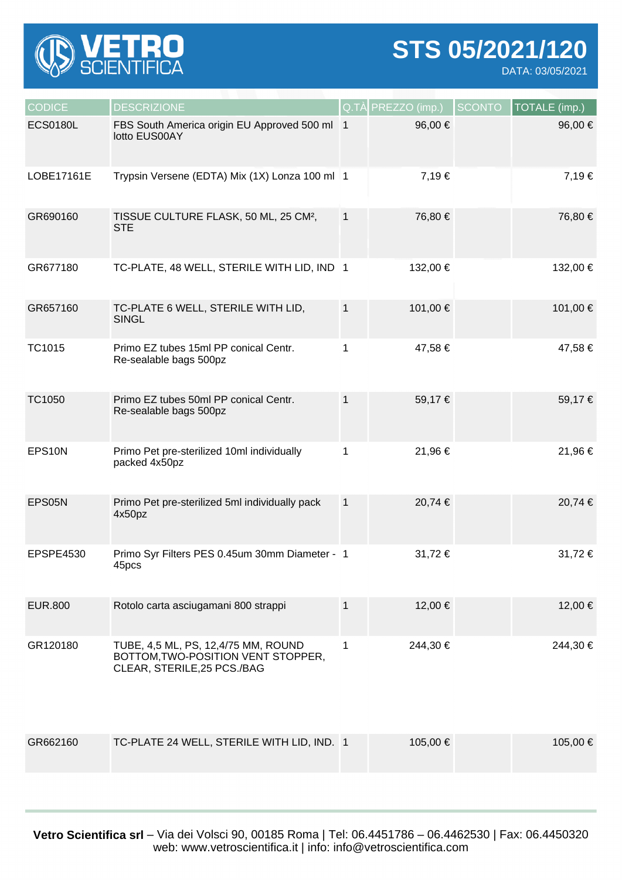**VETRO SCIENTIFICA**

# STS 05/2021/120

DATA: 03/05/2021

| CODICE | DESCRIZIONE | Q.TÀ | PREZZO (imp.) | SCONTO | TOTALE (imp.) |
|---|---|---|---|---|---|
| ECS0180L | FBS South America origin EU Approved 500 ml lotto EUS00AY | 1 | 96,00 € | | 96,00 € |
| LOBE17161E | Trypsin Versene (EDTA) Mix (1X) Lonza 100 ml | 1 | 7,19 € | | 7,19 € |
| GR690160 | TISSUE CULTURE FLASK, 50 ML, 25 CM², STE | 1 | 76,80 € | | 76,80 € |
| GR677180 | TC-PLATE, 48 WELL, STERILE WITH LID, IND | 1 | 132,00 € | | 132,00 € |
| GR657160 | TC-PLATE 6 WELL, STERILE WITH LID, SINGL | 1 | 101,00 € | | 101,00 € |
| TC1015 | Primo EZ tubes 15ml PP conical Centr. Re-sealable bags 500pz | 1 | 47,58 € | | 47,58 € |
| TC1050 | Primo EZ tubes 50ml PP conical Centr. Re-sealable bags 500pz | 1 | 59,17 € | | 59,17 € |
| EPS10N | Primo Pet pre-sterilized 10ml individually packed 4x50pz | 1 | 21,96 € | | 21,96 € |
| EPS05N | Primo Pet pre-sterilized 5ml individually pack 4x50pz | 1 | 20,74 € | | 20,74 € |
| EPSPE4530 | Primo Syr Filters PES 0.45um 30mm Diameter - 45pcs | 1 | 31,72 € | | 31,72 € |
| EUR.800 | Rotolo carta asciugamani 800 strappi | 1 | 12,00 € | | 12,00 € |
| GR120180 | TUBE, 4,5 ML, PS, 12,4/75 MM, ROUND BOTTOM,TWO-POSITION VENT STOPPER, CLEAR, STERILE,25 PCS./BAG | 1 | 244,30 € | | 244,30 € |
| GR662160 | TC-PLATE 24 WELL, STERILE WITH LID, IND. | 1 | 105,00 € | | 105,00 € |

**Vetro Scientifica srl** – Via dei Volsci 90, 00185 Roma | Tel: 06.4451786 – 06.4462530 | Fax: 06.4450320
web: www.vetroscientifica.it | info: info@vetroscientifica.com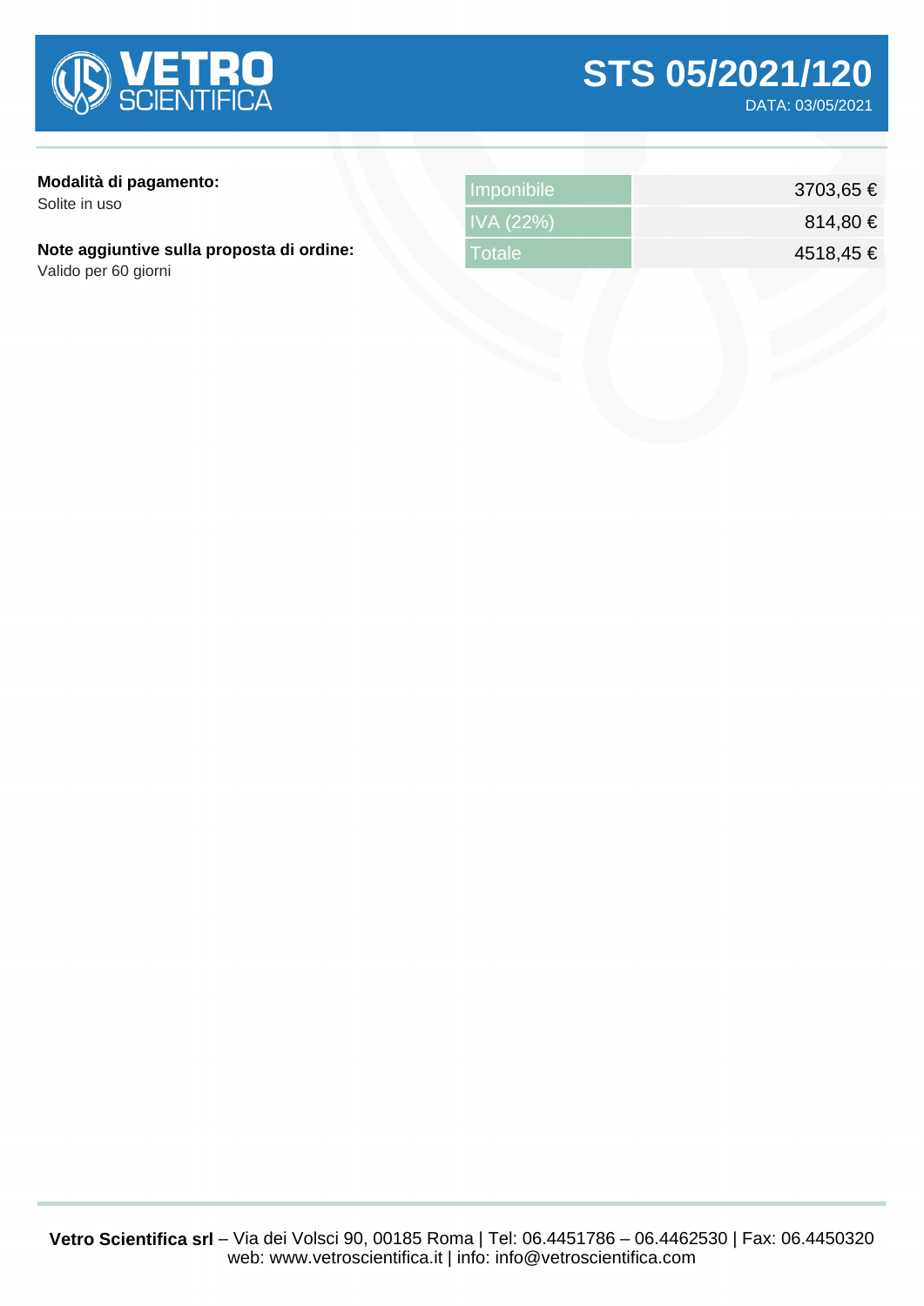# STS 05/2021/120

DATA: 03/05/2021

**Modalità di pagamento:**
Solite in uso

**Note aggiuntive sulla proposta di ordine:**
Valido per 60 giorni

| | |
|---|---|
| Imponibile | 3703,65 € |
| IVA (22%) | 814,80 € |
| Totale | 4518,45 € |

**Vetro Scientifica srl** – Via dei Volsci 90, 00185 Roma | Tel: 06.4451786 – 06.4462530 | Fax: 06.4450320
web: www.vetroscientifica.it | info: info@vetroscientifica.com